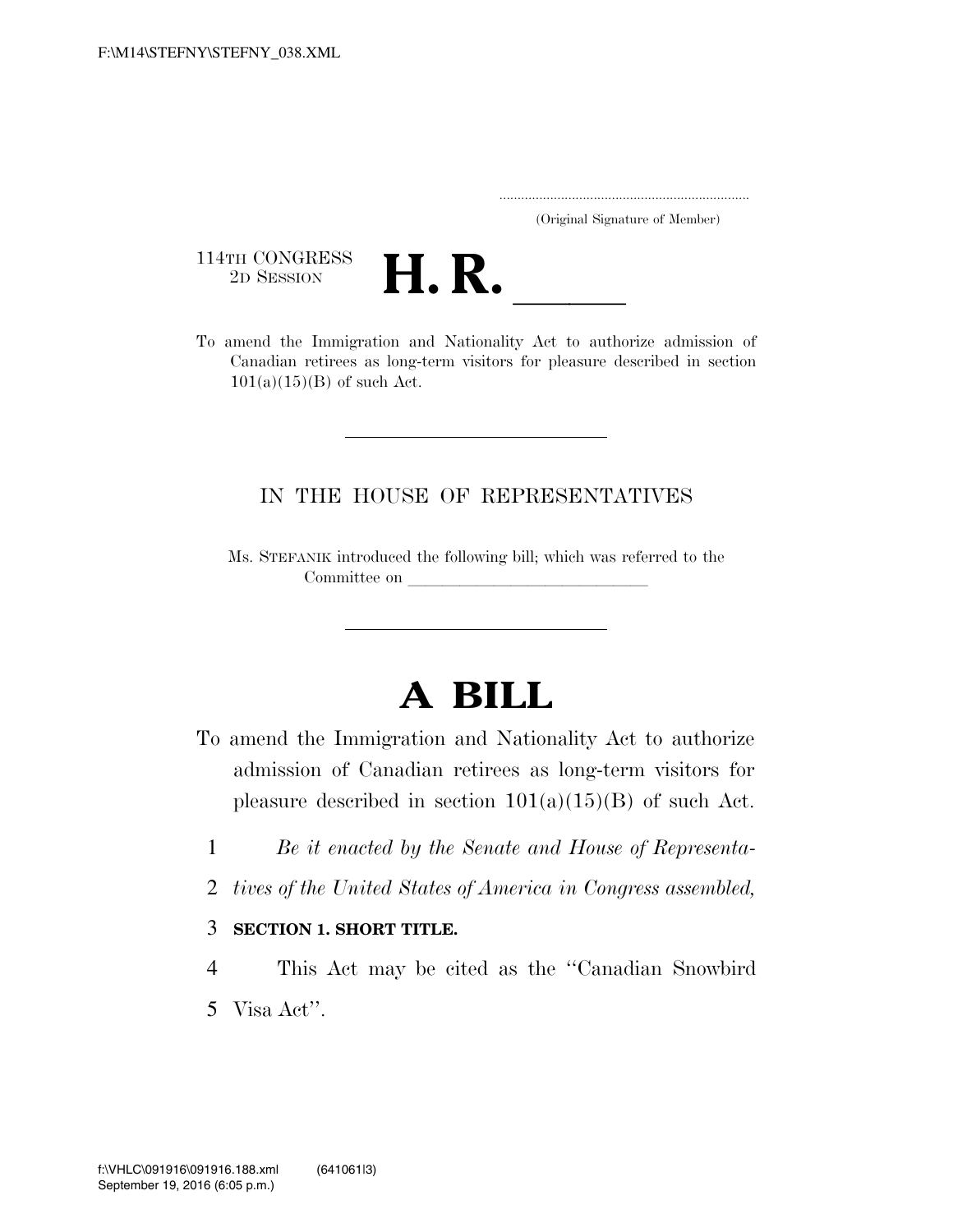.....................................................................

(Original Signature of Member)

114TH CONGRESS
2D SESSION

# H. R. \_\_\_\_\_\_

To amend the Immigration and Nationality Act to authorize admission of Canadian retirees as long-term visitors for pleasure described in section 101(a)(15)(B) of such Act.

IN THE HOUSE OF REPRESENTATIVES

Ms. STEFANIK introduced the following bill; which was referred to the Committee on \_\_\_\_\_\_\_\_\_\_\_\_\_\_\_\_\_\_\_\_\_\_\_\_\_\_\_\_\_\_

# A BILL

To amend the Immigration and Nationality Act to authorize admission of Canadian retirees as long-term visitors for pleasure described in section 101(a)(15)(B) of such Act.

1 *Be it enacted by the Senate and House of Representa-*
2 *tives of the United States of America in Congress assembled,*

3 **SECTION 1. SHORT TITLE.**

4 This Act may be cited as the ''Canadian Snowbird
5 Visa Act''.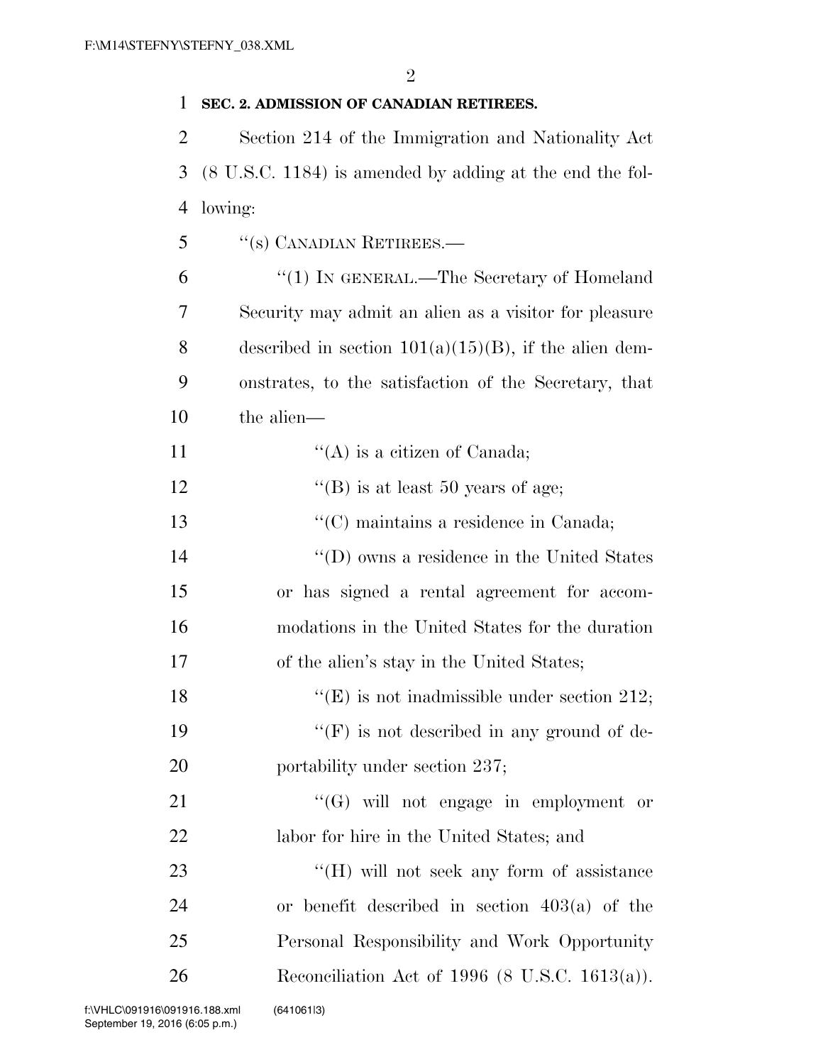**SEC. 2. ADMISSION OF CANADIAN RETIREES.**

Section 214 of the Immigration and Nationality Act (8 U.S.C. 1184) is amended by adding at the end the following:

''(s) CANADIAN RETIREES.—

''(1) IN GENERAL.—The Secretary of Homeland Security may admit an alien as a visitor for pleasure described in section 101(a)(15)(B), if the alien demonstrates, to the satisfaction of the Secretary, that the alien—

''(A) is a citizen of Canada;

''(B) is at least 50 years of age;

''(C) maintains a residence in Canada;

''(D) owns a residence in the United States or has signed a rental agreement for accommodations in the United States for the duration of the alien's stay in the United States;

''(E) is not inadmissible under section 212;

''(F) is not described in any ground of deportability under section 237;

''(G) will not engage in employment or labor for hire in the United States; and

''(H) will not seek any form of assistance or benefit described in section 403(a) of the Personal Responsibility and Work Opportunity Reconciliation Act of 1996 (8 U.S.C. 1613(a)).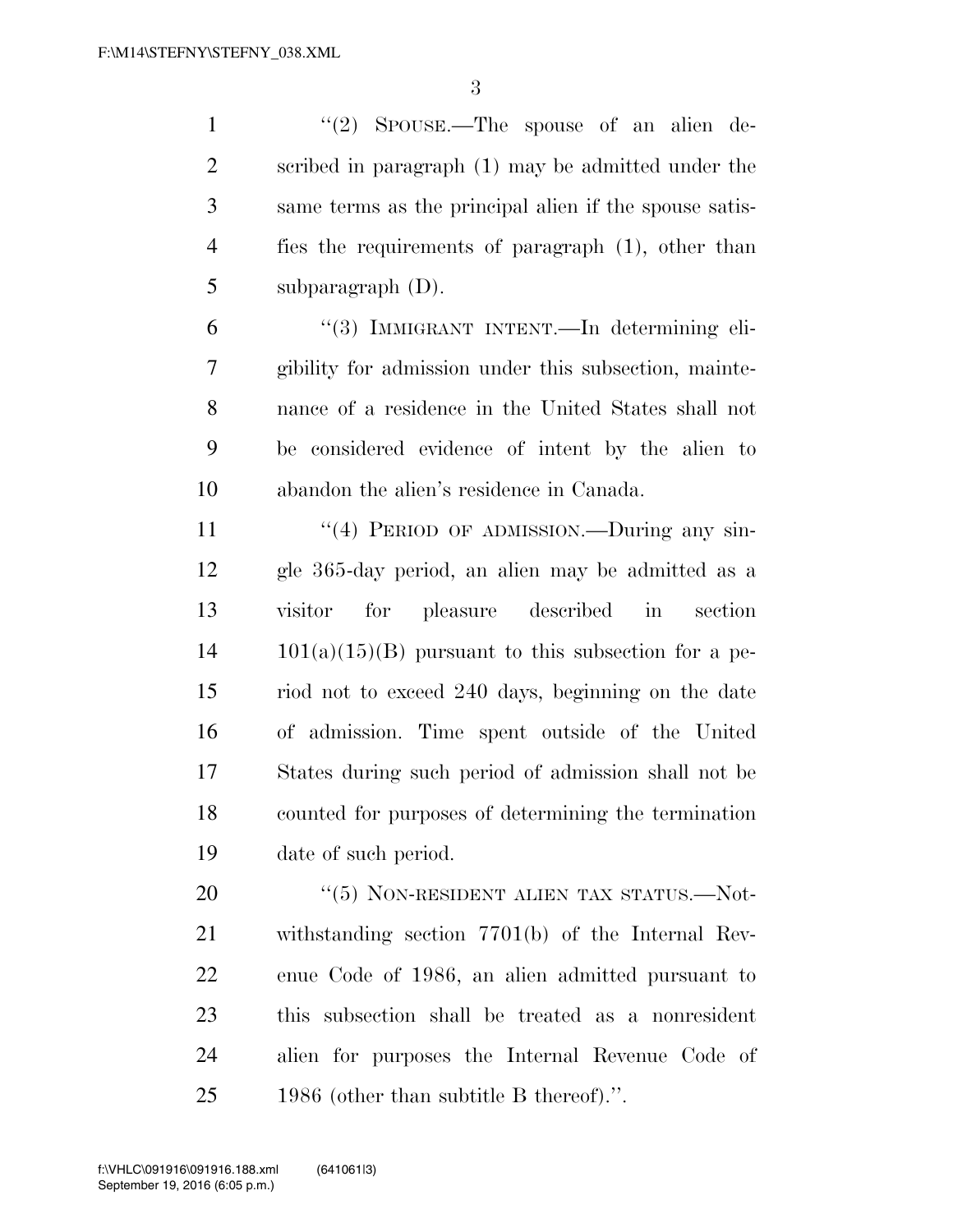"(2) SPOUSE.—The spouse of an alien described in paragraph (1) may be admitted under the same terms as the principal alien if the spouse satisfies the requirements of paragraph (1), other than subparagraph (D).

"(3) IMMIGRANT INTENT.—In determining eligibility for admission under this subsection, maintenance of a residence in the United States shall not be considered evidence of intent by the alien to abandon the alien's residence in Canada.

"(4) PERIOD OF ADMISSION.—During any single 365-day period, an alien may be admitted as a visitor for pleasure described in section 101(a)(15)(B) pursuant to this subsection for a period not to exceed 240 days, beginning on the date of admission. Time spent outside of the United States during such period of admission shall not be counted for purposes of determining the termination date of such period.

"(5) NON-RESIDENT ALIEN TAX STATUS.—Notwithstanding section 7701(b) of the Internal Revenue Code of 1986, an alien admitted pursuant to this subsection shall be treated as a nonresident alien for purposes the Internal Revenue Code of 1986 (other than subtitle B thereof).".